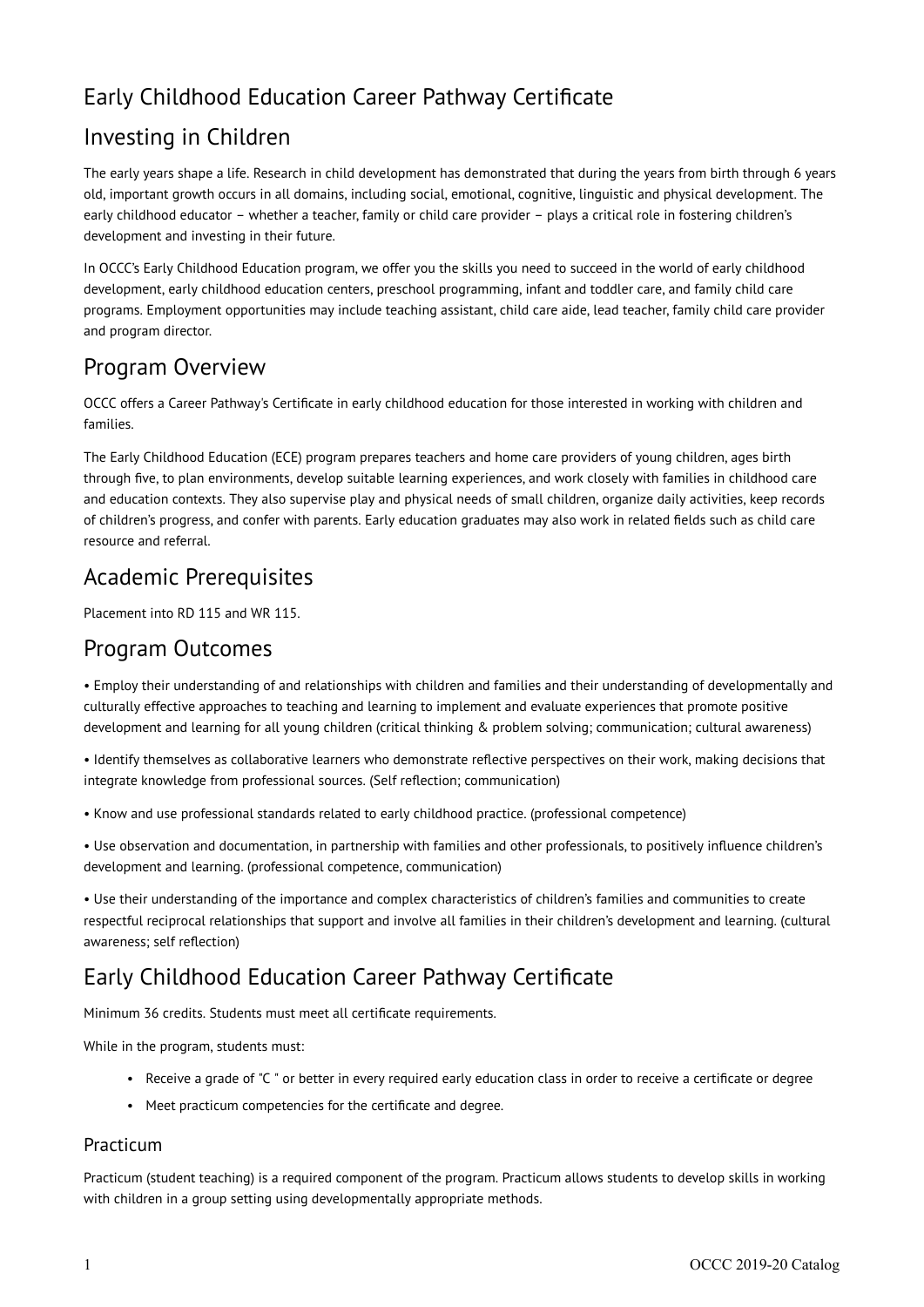# Early Childhood Education Career Pathway Certificate

## Investing in Children

The early years shape a life. Research in child development has demonstrated that during the years from birth through 6 years old, important growth occurs in all domains, including social, emotional, cognitive, linguistic and physical development. The early childhood educator – whether a teacher, family or child care provider – plays a critical role in fostering children's development and investing in their future.

In OCCC's Early Childhood Education program, we offer you the skills you need to succeed in the world of early childhood development, early childhood education centers, preschool programming, infant and toddler care, and family child care programs. Employment opportunities may include teaching assistant, child care aide, lead teacher, family child care provider and program director.

## Program Overview

OCCC offers a Career Pathway's Certificate in early childhood education for those interested in working with children and families.

The Early Childhood Education (ECE) program prepares teachers and home care providers of young children, ages birth through five, to plan environments, develop suitable learning experiences, and work closely with families in childhood care and education contexts. They also supervise play and physical needs of small children, organize daily activities, keep records of children's progress, and confer with parents. Early education graduates may also work in related fields such as child care resource and referral.

## Academic Prerequisites

Placement into RD 115 and WR 115.

## Program Outcomes

• Employ their understanding of and relationships with children and families and their understanding of developmentally and culturally effective approaches to teaching and learning to implement and evaluate experiences that promote positive development and learning for all young children (critical thinking & problem solving; communication; cultural awareness)

• Identify themselves as collaborative learners who demonstrate reflective perspectives on their work, making decisions that integrate knowledge from professional sources. (Self reflection; communication)

• Know and use professional standards related to early childhood practice. (professional competence)

• Use observation and documentation, in partnership with families and other professionals, to positively influence children's development and learning. (professional competence, communication)

• Use their understanding of the importance and complex characteristics of children's families and communities to create respectful reciprocal relationships that support and involve all families in their children's development and learning. (cultural awareness; self reflection)

## Early Childhood Education Career Pathway Certificate

Minimum 36 credits. Students must meet all certificate requirements.

While in the program, students must:

- Receive a grade of "C " or better in every required early education class in order to receive a certificate or degree
- Meet practicum competencies for the certificate and degree.

### Practicum

Practicum (student teaching) is a required component of the program. Practicum allows students to develop skills in working with children in a group setting using developmentally appropriate methods.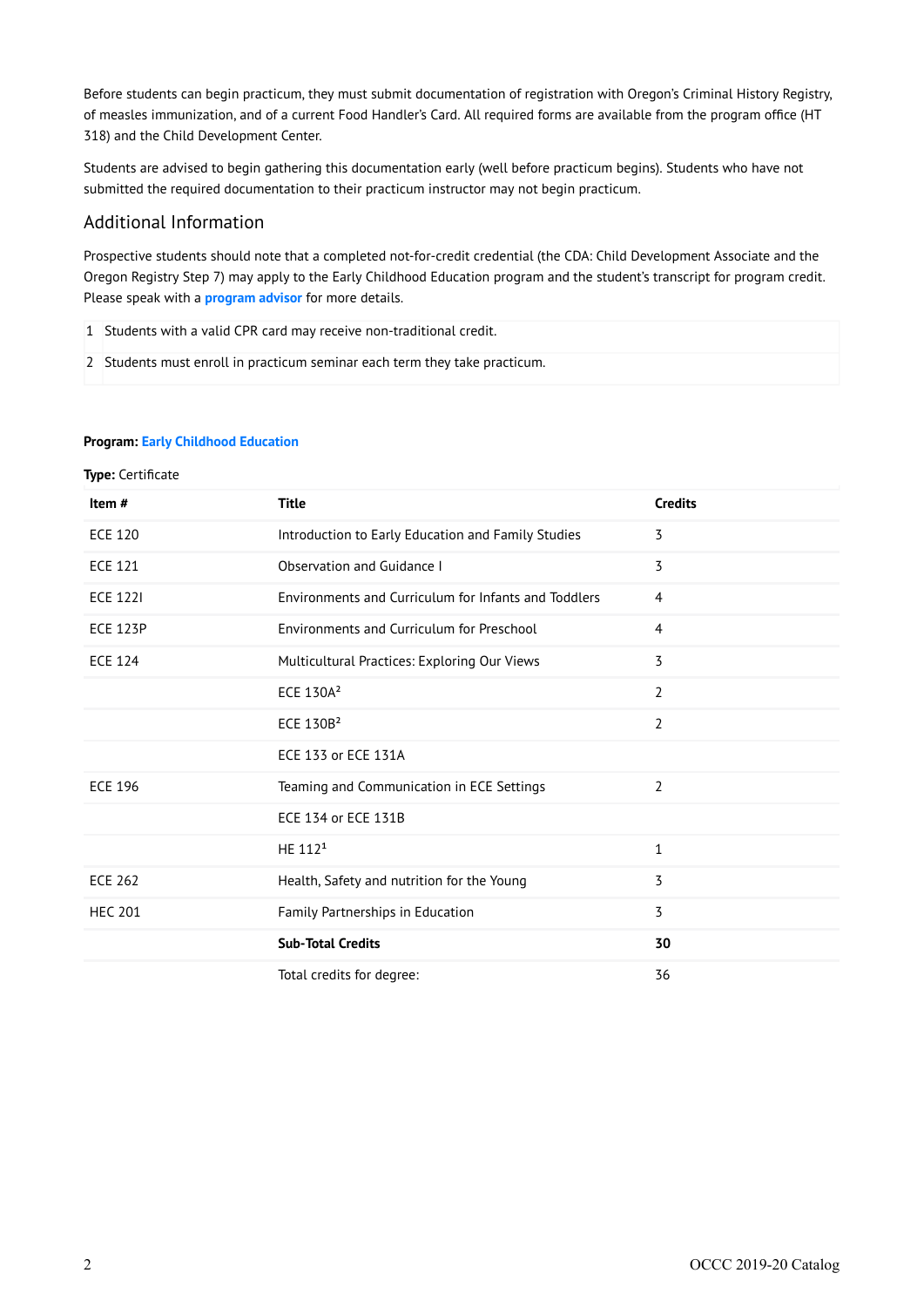Before students can begin practicum, they must submit documentation of registration with Oregon's Criminal History Registry, of measles immunization, and of a current Food Handler's Card. All required forms are available from the program office (HT 318) and the Child Development Center.

Students are advised to begin gathering this documentation early (well before practicum begins). Students who have not submitted the required documentation to their practicum instructor may not begin practicum.

## Additional Information

Prospective students should note that a completed not-for-credit credential (the CDA: Child Development Associate and the Oregon Registry Step 7) may apply to the Early Childhood Education program and the student's transcript for program credit. Please speak with a **program advisor** for more details.

| | |
|---|---|
| 1 | Students with a valid CPR card may receive non-traditional credit. |
| 2 | Students must enroll in practicum seminar each term they take practicum. |

**Program:** **Early Childhood Education**

**Type:** Certificate

| Item # | Title | Credits |
|---|---|---|
| ECE 120 | Introduction to Early Education and Family Studies | 3 |
| ECE 121 | Observation and Guidance I | 3 |
| ECE 122I | Environments and Curriculum for Infants and Toddlers | 4 |
| ECE 123P | Environments and Curriculum for Preschool | 4 |
| ECE 124 | Multicultural Practices: Exploring Our Views | 3 |
| | ECE 130A[2] | 2 |
| | ECE 130B[2] | 2 |
| | ECE 133 or ECE 131A | |
| ECE 196 | Teaming and Communication in ECE Settings | 2 |
| | ECE 134 or ECE 131B | |
| | HE 112[1] | 1 |
| ECE 262 | Health, Safety and nutrition for the Young | 3 |
| HEC 201 | Family Partnerships in Education | 3 |
| | **Sub-Total Credits** | **30** |
| | Total credits for degree: | 36 |